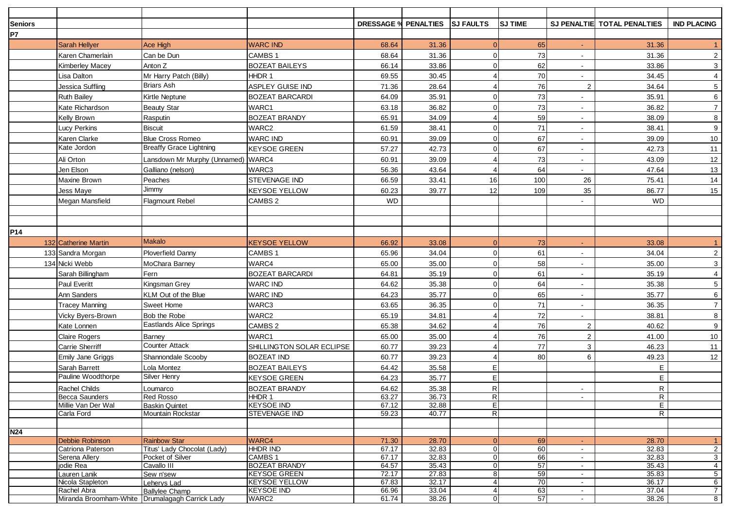| Seniors | | | | DRESSAGE % | PENALTIES | SJ FAULTS | SJ TIME | SJ PENALTIE | TOTAL PENALTIES | IND PLACING |
|---|---|---|---|---|---|---|---|---|---|---|
| P7 | | | | | | | | | | |
| | Sarah Hellyer | Ace High | WARC IND | 68.64 | 31.36 | 0 | 65 | - | 31.36 | 1 |
| | Karen Chamerlain | Can be Dun | CAMBS 1 | 68.64 | 31.36 | 0 | 73 | - | 31.36 | 2 |
| | Kimberley Macey | Anton Z | BOZEAT BAILEYS | 66.14 | 33.86 | 0 | 62 | - | 33.86 | 3 |
| | Lisa Dalton | Mr Harry Patch (Billy) | HHDR 1 | 69.55 | 30.45 | 4 | 70 | - | 34.45 | 4 |
| | Jessica Suffling | Briars Ash | ASPLEY GUISE IND | 71.36 | 28.64 | 4 | 76 | 2 | 34.64 | 5 |
| | Ruth Bailey | Kirtle Neptune | BOZEAT BARCARDI | 64.09 | 35.91 | 0 | 73 | - | 35.91 | 6 |
| | Kate Richardson | Beauty Star | WARC1 | 63.18 | 36.82 | 0 | 73 | - | 36.82 | 7 |
| | Kelly Brown | Rasputin | BOZEAT BRANDY | 65.91 | 34.09 | 4 | 59 | - | 38.09 | 8 |
| | Lucy Perkins | Biscuit | WARC2 | 61.59 | 38.41 | 0 | 71 | - | 38.41 | 9 |
| | Karen Clarke | Blue Cross Romeo | WARC IND | 60.91 | 39.09 | 0 | 67 | - | 39.09 | 10 |
| | Kate Jordon | Breaffy Grace Lightning | KEYSOE GREEN | 57.27 | 42.73 | 0 | 67 | - | 42.73 | 11 |
| | Ali Orton | Lansdown Mr Murphy (Unnamed) | WARC4 | 60.91 | 39.09 | 4 | 73 | - | 43.09 | 12 |
| | Jen Elson | Galliano (nelson) | WARC3 | 56.36 | 43.64 | 4 | 64 | - | 47.64 | 13 |
| | Maxine Brown | Peaches | STEVENAGE IND | 66.59 | 33.41 | 16 | 100 | 26 | 75.41 | 14 |
| | Jess Maye | Jimmy | KEYSOE YELLOW | 60.23 | 39.77 | 12 | 109 | 35 | 86.77 | 15 |
| | Megan Mansfield | Flagmount Rebel | CAMBS 2 | WD | | | | - | WD | |
| | | | | | | | | | | |
| | | | | | | | | | | |
| P14 | | | | | | | | | | |
| 132 | Catherine Martin | Makalo | KEYSOE YELLOW | 66.92 | 33.08 | 0 | 73 | - | 33.08 | 1 |
| 133 | Sandra Morgan | Ploverfield Danny | CAMBS 1 | 65.96 | 34.04 | 0 | 61 | - | 34.04 | 2 |
| 134 | Nicki Webb | MoChara Barney | WARC4 | 65.00 | 35.00 | 0 | 58 | - | 35.00 | 3 |
| | Sarah Billingham | Fern | BOZEAT BARCARDI | 64.81 | 35.19 | 0 | 61 | - | 35.19 | 4 |
| | Paul Everitt | Kingsman Grey | WARC IND | 64.62 | 35.38 | 0 | 64 | - | 35.38 | 5 |
| | Ann Sanders | KLM Out of the Blue | WARC IND | 64.23 | 35.77 | 0 | 65 | - | 35.77 | 6 |
| | Tracey Manning | Sweet Home | WARC3 | 63.65 | 36.35 | 0 | 71 | - | 36.35 | 7 |
| | Vicky Byers-Brown | Bob the Robe | WARC2 | 65.19 | 34.81 | 4 | 72 | - | 38.81 | 8 |
| | Kate Lonnen | Eastlands Alice Springs | CAMBS 2 | 65.38 | 34.62 | 4 | 76 | 2 | 40.62 | 9 |
| | Claire Rogers | Barney | WARC1 | 65.00 | 35.00 | 4 | 76 | 2 | 41.00 | 10 |
| | Carrie Sherriff | Counter Attack | SHILLINGTON SOLAR ECLIPSE | 60.77 | 39.23 | 4 | 77 | 3 | 46.23 | 11 |
| | Emily Jane Griggs | Shannondale Scooby | BOZEAT IND | 60.77 | 39.23 | 4 | 80 | 6 | 49.23 | 12 |
| | Sarah Barrett | Lola Montez | BOZEAT BAILEYS | 64.42 | 35.58 | E | | | E | |
| | Pauline Woodthorpe | Silver Henry | KEYSOE GREEN | 64.23 | 35.77 | E | | | E | |
| | Rachel Childs | Loumarco | BOZEAT BRANDY | 64.62 | 35.38 | R | | - | R | |
| | Becca Saunders | Red Rosso | HHDR 1 | 63.27 | 36.73 | R | | - | R | |
| | Millie Van Der Wal | Baskin Quintet | KEYSOE IND | 67.12 | 32.88 | E | | | E | |
| | Carla Ford | Mountain Rockstar | STEVENAGE IND | 59.23 | 40.77 | R | | | R | |
| | | | | | | | | | | |
| N24 | | | | | | | | | | |
| | Debbie Robinson | Rainbow Star | WARC4 | 71.30 | 28.70 | 0 | 69 | - | 28.70 | 1 |
| | Catriona Paterson | Titus' Lady Chocolat (Lady) | HHDR IND | 67.17 | 32.83 | 0 | 60 | - | 32.83 | 2 |
| | Serena Allery | Pocket of Silver | CAMBS 1 | 67.17 | 32.83 | 0 | 66 | - | 32.83 | 3 |
| | jodie Rea | Cavallo III | BOZEAT BRANDY | 64.57 | 35.43 | 0 | 57 | - | 35.43 | 4 |
| | Lauren Lanik | Sew n'sew | KEYSOE GREEN | 72.17 | 27.83 | 8 | 59 | - | 35.83 | 5 |
| | Nicola Stapleton | Leherys Lad | KEYSOE YELLOW | 67.83 | 32.17 | 4 | 70 | - | 36.17 | 6 |
| | Rachel Abra | Ballylee Champ | KEYSOE IND | 66.96 | 33.04 | 4 | 63 | - | 37.04 | 7 |
| | Miranda Broomham-White | Drumalagagh Carrick Lady | WARC2 | 61.74 | 38.26 | 0 | 57 | - | 38.26 | 8 |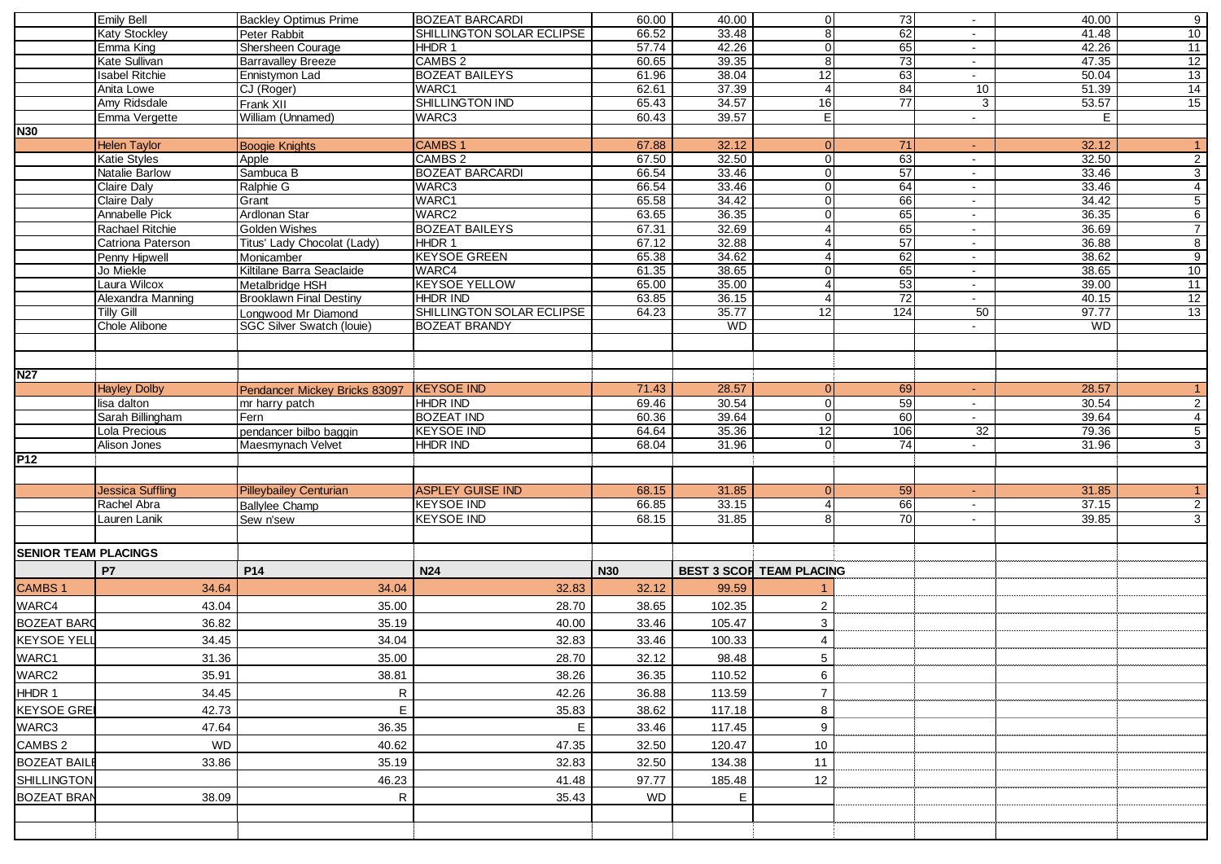| | | | | | | | | | | |
|---|---|---|---|---|---|---|---|---|---|---|
| | Emily Bell | Backley Optimus Prime | BOZEAT BARCARDI | 60.00 | 40.00 | 0 | 73 | - | 40.00 | 9 |
| | Katy Stockley | Peter Rabbit | SHILLINGTON SOLAR ECLIPSE | 66.52 | 33.48 | 8 | 62 | - | 41.48 | 10 |
| | Emma King | Shersheen Courage | HHDR 1 | 57.74 | 42.26 | 0 | 65 | - | 42.26 | 11 |
| | Kate Sullivan | Barravalley Breeze | CAMBS 2 | 60.65 | 39.35 | 8 | 73 | - | 47.35 | 12 |
| | Isabel Ritchie | Ennistymon Lad | BOZEAT BAILEYS | 61.96 | 38.04 | 12 | 63 | - | 50.04 | 13 |
| | Anita Lowe | CJ (Roger) | WARC1 | 62.61 | 37.39 | 4 | 84 | 10 | 51.39 | 14 |
| | Amy Ridsdale | Frank XII | SHILLINGTON IND | 65.43 | 34.57 | 16 | 77 | 3 | 53.57 | 15 |
| | Emma Vergette | William (Unnamed) | WARC3 | 60.43 | 39.57 | E | | - | E | |
| **N30** | | | | | | | | | | |
| | Helen Taylor | Boogie Knights | CAMBS 1 | 67.88 | 32.12 | 0 | 71 | - | 32.12 | 1 |
| | Katie Styles | Apple | CAMBS 2 | 67.50 | 32.50 | 0 | 63 | - | 32.50 | 2 |
| | Natalie Barlow | Sambuca B | BOZEAT BARCARDI | 66.54 | 33.46 | 0 | 57 | - | 33.46 | 3 |
| | Claire Daly | Ralphie G | WARC3 | 66.54 | 33.46 | 0 | 64 | - | 33.46 | 4 |
| | Claire Daly | Grant | WARC1 | 65.58 | 34.42 | 0 | 66 | - | 34.42 | 5 |
| | Annabelle Pick | Ardlonan Star | WARC2 | 63.65 | 36.35 | 0 | 65 | - | 36.35 | 6 |
| | Rachael Ritchie | Golden Wishes | BOZEAT BAILEYS | 67.31 | 32.69 | 4 | 65 | - | 36.69 | 7 |
| | Catriona Paterson | Titus' Lady Chocolat (Lady) | HHDR 1 | 67.12 | 32.88 | 4 | 57 | - | 36.88 | 8 |
| | Penny Hipwell | Monicamber | KEYSOE GREEN | 65.38 | 34.62 | 4 | 62 | - | 38.62 | 9 |
| | Jo Miekle | Kiltilane Barra Seaclaide | WARC4 | 61.35 | 38.65 | 0 | 65 | - | 38.65 | 10 |
| | Laura Wilcox | Metalbridge HSH | KEYSOE YELLOW | 65.00 | 35.00 | 4 | 53 | - | 39.00 | 11 |
| | Alexandra Manning | Brooklawn Final Destiny | HHDR IND | 63.85 | 36.15 | 4 | 72 | - | 40.15 | 12 |
| | Tilly Gill | Longwood Mr Diamond | SHILLINGTON SOLAR ECLIPSE | 64.23 | 35.77 | 12 | 124 | 50 | 97.77 | 13 |
| | Chole Alibone | SGC Silver Swatch (louie) | BOZEAT BRANDY | | WD | | | - | WD | |
| **N27** | | | | | | | | | | |
| | Hayley Dolby | Pendancer Mickey Bricks 83097 | KEYSOE IND | 71.43 | 28.57 | 0 | 69 | - | 28.57 | 1 |
| | lisa dalton | mr harry patch | HHDR IND | 69.46 | 30.54 | 0 | 59 | - | 30.54 | 2 |
| | Sarah Billingham | Fern | BOZEAT IND | 60.36 | 39.64 | 0 | 60 | - | 39.64 | 4 |
| | Lola Precious | pendancer bilbo baggin | KEYSOE IND | 64.64 | 35.36 | 12 | 106 | 32 | 79.36 | 5 |
| | Alison Jones | Maesmynach Velvet | HHDR IND | 68.04 | 31.96 | 0 | 74 | - | 31.96 | 3 |
| **P12** | | | | | | | | | | |
| | Jessica Suffling | Pilleybailey Centurian | ASPLEY GUISE IND | 68.15 | 31.85 | 0 | 59 | - | 31.85 | 1 |
| | Rachel Abra | Ballylee Champ | KEYSOE IND | 66.85 | 33.15 | 4 | 66 | - | 37.15 | 2 |
| | Lauren Lanik | Sew n'sew | KEYSOE IND | 68.15 | 31.85 | 8 | 70 | - | 39.85 | 3 |

**SENIOR TEAM PLACINGS**

| | P7 | P14 | N24 | N30 | BEST 3 SCOR | TEAM PLACING |
|---|---|---|---|---|---|---|
| CAMBS 1 | 34.64 | 34.04 | 32.83 | 32.12 | 99.59 | 1 |
| WARC4 | 43.04 | 35.00 | 28.70 | 38.65 | 102.35 | 2 |
| BOZEAT BARC | 36.82 | 35.19 | 40.00 | 33.46 | 105.47 | 3 |
| KEYSOE YELL | 34.45 | 34.04 | 32.83 | 33.46 | 100.33 | 4 |
| WARC1 | 31.36 | 35.00 | 28.70 | 32.12 | 98.48 | 5 |
| WARC2 | 35.91 | 38.81 | 38.26 | 36.35 | 110.52 | 6 |
| HHDR 1 | 34.45 | R | 42.26 | 36.88 | 113.59 | 7 |
| KEYSOE GRE | 42.73 | E | 35.83 | 38.62 | 117.18 | 8 |
| WARC3 | 47.64 | 36.35 | E | 33.46 | 117.45 | 9 |
| CAMBS 2 | WD | 40.62 | 47.35 | 32.50 | 120.47 | 10 |
| BOZEAT BAIL | 33.86 | 35.19 | 32.83 | 32.50 | 134.38 | 11 |
| SHILLINGTON | | 46.23 | 41.48 | 97.77 | 185.48 | 12 |
| BOZEAT BRAN | 38.09 | R | 35.43 | WD | E | |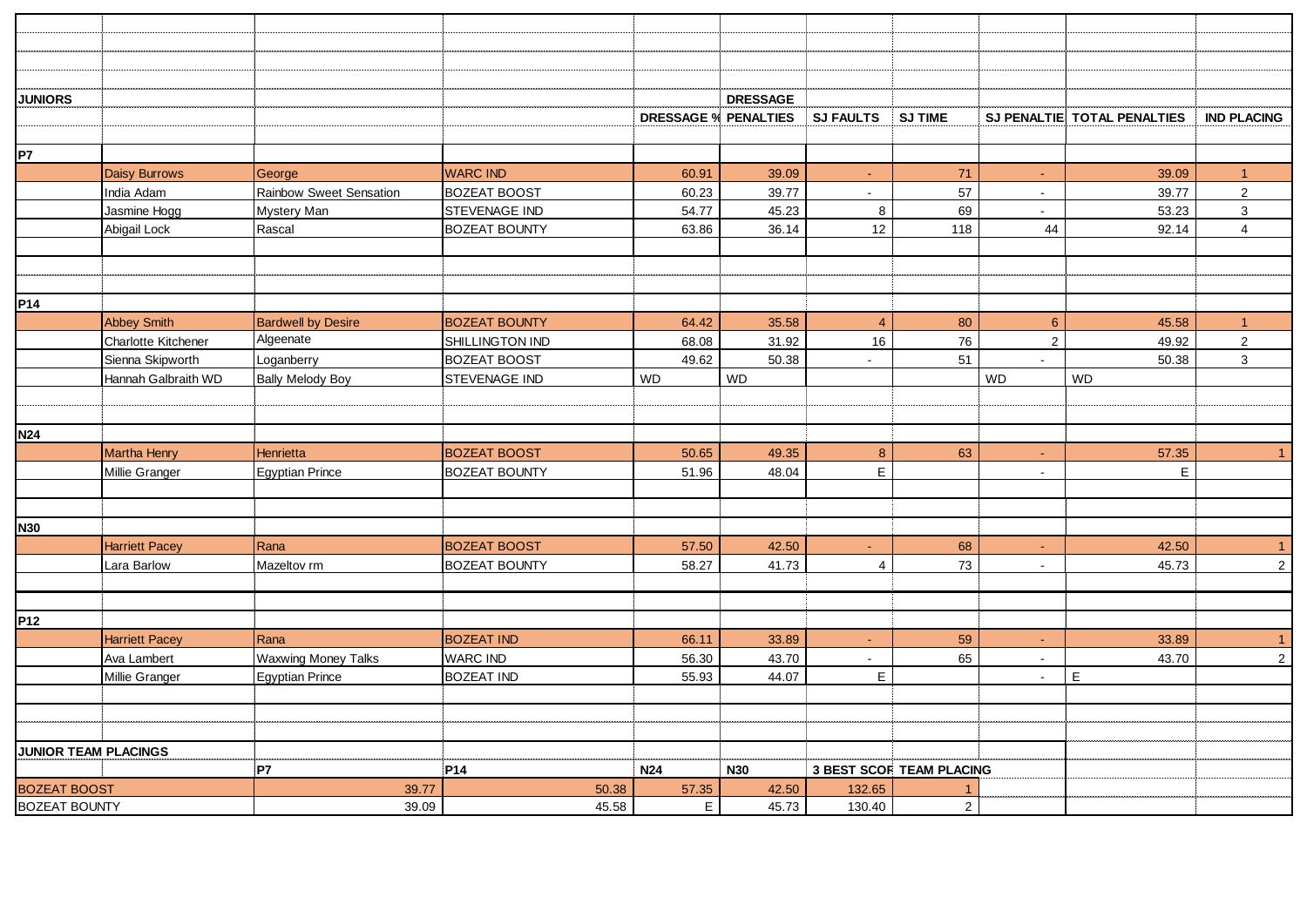| | | | | | | | | | | |
|---|---|---|---|---|---|---|---|---|---|---|
| **JUNIORS** | | | | | **DRESSAGE** | | | | | |
| | | | | **DRESSAGE %** | **PENALTIES** | **SJ FAULTS** | **SJ TIME** | **SJ PENALTIE** | **TOTAL PENALTIES** | **IND PLACING** |
| **P7** | | | | | | | | | | |
| | Daisy Burrows | George | WARC IND | 60.91 | 39.09 | - | 71 | - | 39.09 | 1 |
| | India Adam | Rainbow Sweet Sensation | BOZEAT BOOST | 60.23 | 39.77 | - | 57 | - | 39.77 | 2 |
| | Jasmine Hogg | Mystery Man | STEVENAGE IND | 54.77 | 45.23 | 8 | 69 | - | 53.23 | 3 |
| | Abigail Lock | Rascal | BOZEAT BOUNTY | 63.86 | 36.14 | 12 | 118 | 44 | 92.14 | 4 |
| **P14** | | | | | | | | | | |
| | Abbey Smith | Bardwell by Desire | BOZEAT BOUNTY | 64.42 | 35.58 | 4 | 80 | 6 | 45.58 | 1 |
| | Charlotte Kitchener | Algeenate | SHILLINGTON IND | 68.08 | 31.92 | 16 | 76 | 2 | 49.92 | 2 |
| | Sienna Skipworth | Loganberry | BOZEAT BOOST | 49.62 | 50.38 | - | 51 | - | 50.38 | 3 |
| | Hannah Galbraith WD | Bally Melody Boy | STEVENAGE IND | WD | WD | | | WD | WD | |
| **N24** | | | | | | | | | | |
| | Martha Henry | Henrietta | BOZEAT BOOST | 50.65 | 49.35 | 8 | 63 | - | 57.35 | 1 |
| | Millie Granger | Egyptian Prince | BOZEAT BOUNTY | 51.96 | 48.04 | E | | - | E | |
| **N30** | | | | | | | | | | |
| | Harriett Pacey | Rana | BOZEAT BOOST | 57.50 | 42.50 | - | 68 | - | 42.50 | 1 |
| | Lara Barlow | Mazeltov rm | BOZEAT BOUNTY | 58.27 | 41.73 | 4 | 73 | - | 45.73 | 2 |
| **P12** | | | | | | | | | | |
| | Harriett Pacey | Rana | BOZEAT IND | 66.11 | 33.89 | - | 59 | - | 33.89 | 1 |
| | Ava Lambert | Waxwing Money Talks | WARC IND | 56.30 | 43.70 | - | 65 | - | 43.70 | 2 |
| | Millie Granger | Egyptian Prince | BOZEAT IND | 55.93 | 44.07 | E | | - | E | |

**JUNIOR TEAM PLACINGS**

| | P7 | P14 | N24 | N30 | 3 BEST SCOR | TEAM PLACING |
|---|---|---|---|---|---|---|
| BOZEAT BOOST | 39.77 | 50.38 | 57.35 | 42.50 | 132.65 | 1 |
| BOZEAT BOUNTY | 39.09 | 45.58 | E | 45.73 | 130.40 | 2 |